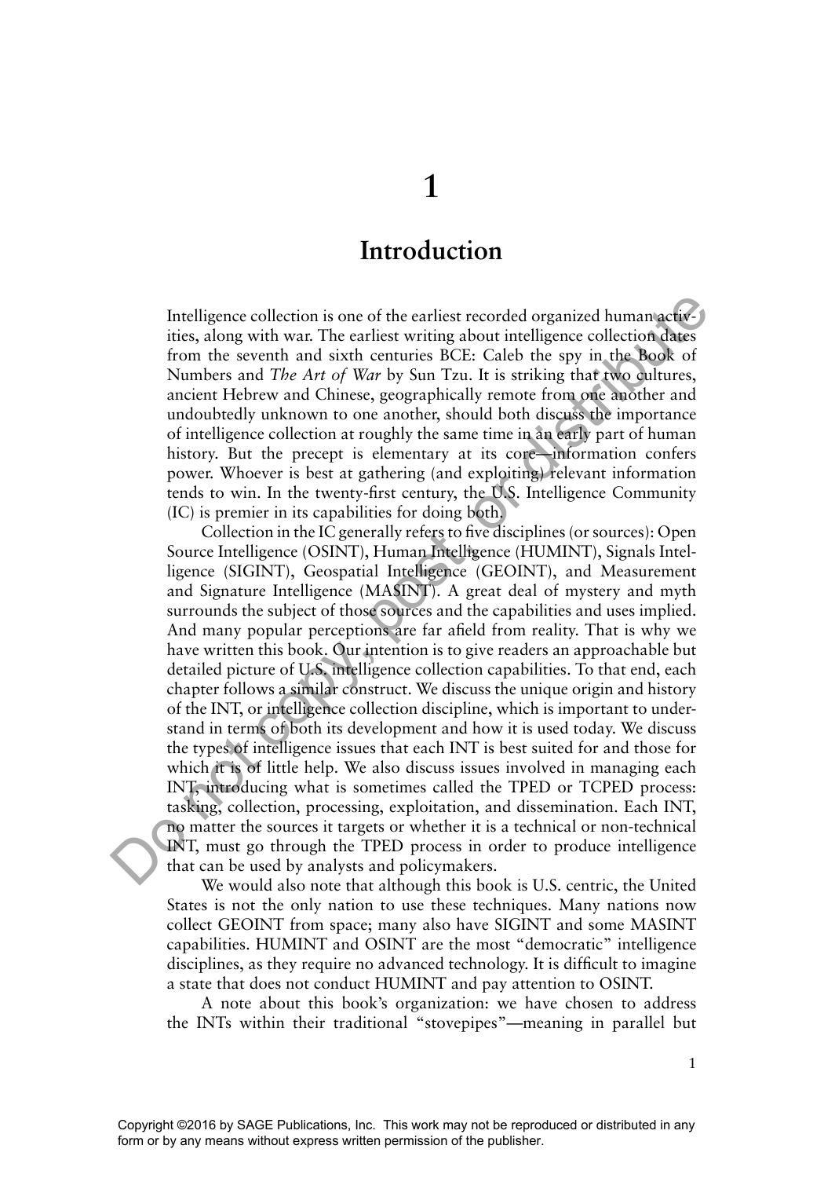# 1

# Introduction

Intelligence collection is one of the earliest recorded organized human activities, along with war. The earliest writing about intelligence collection dates from the seventh and sixth centuries BCE: Caleb the spy in the Book of Numbers and *The Art of War* by Sun Tzu. It is striking that two cultures, ancient Hebrew and Chinese, geographically remote from one another and undoubtedly unknown to one another, should both discuss the importance of intelligence collection at roughly the same time in an early part of human history. But the precept is elementary at its core—information confers power. Whoever is best at gathering (and exploiting) relevant information tends to win. In the twenty-first century, the U.S. Intelligence Community (IC) is premier in its capabilities for doing both.

Collection in the IC generally refers to five disciplines (or sources): Open Source Intelligence (OSINT), Human Intelligence (HUMINT), Signals Intelligence (SIGINT), Geospatial Intelligence (GEOINT), and Measurement and Signature Intelligence (MASINT). A great deal of mystery and myth surrounds the subject of those sources and the capabilities and uses implied. And many popular perceptions are far afield from reality. That is why we have written this book. Our intention is to give readers an approachable but detailed picture of U.S. intelligence collection capabilities. To that end, each chapter follows a similar construct. We discuss the unique origin and history of the INT, or intelligence collection discipline, which is important to understand in terms of both its development and how it is used today. We discuss the types of intelligence issues that each INT is best suited for and those for which it is of little help. We also discuss issues involved in managing each INT, introducing what is sometimes called the TPED or TCPED process: tasking, collection, processing, exploitation, and dissemination. Each INT, no matter the sources it targets or whether it is a technical or non-technical INT, must go through the TPED process in order to produce intelligence that can be used by analysts and policymakers.

We would also note that although this book is U.S. centric, the United States is not the only nation to use these techniques. Many nations now collect GEOINT from space; many also have SIGINT and some MASINT capabilities. HUMINT and OSINT are the most "democratic" intelligence disciplines, as they require no advanced technology. It is difficult to imagine a state that does not conduct HUMINT and pay attention to OSINT.

A note about this book's organization: we have chosen to address the INTs within their traditional "stovepipes"—meaning in parallel but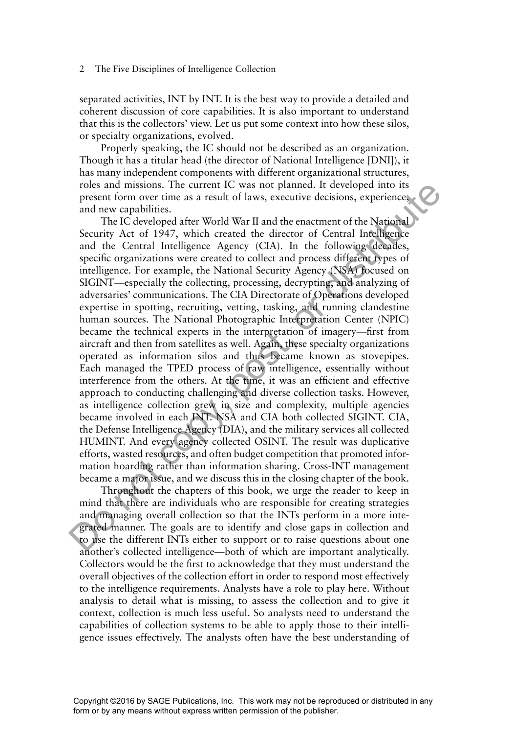separated activities, INT by INT. It is the best way to provide a detailed and coherent discussion of core capabilities. It is also important to understand that this is the collectors' view. Let us put some context into how these silos, or specialty organizations, evolved.

Properly speaking, the IC should not be described as an organization. Though it has a titular head (the director of National Intelligence [DNI]), it has many independent components with different organizational structures, roles and missions. The current IC was not planned. It developed into its present form over time as a result of laws, executive decisions, experience, and new capabilities.

The IC developed after World War II and the enactment of the National Security Act of 1947, which created the director of Central Intelligence and the Central Intelligence Agency (CIA). In the following decades, specific organizations were created to collect and process different types of intelligence. For example, the National Security Agency (NSA) focused on SIGINT—especially the collecting, processing, decrypting, and analyzing of adversaries' communications. The CIA Directorate of Operations developed expertise in spotting, recruiting, vetting, tasking, and running clandestine human sources. The National Photographic Interpretation Center (NPIC) became the technical experts in the interpretation of imagery—first from aircraft and then from satellites as well. Again, these specialty organizations operated as information silos and thus became known as stovepipes. Each managed the TPED process of raw intelligence, essentially without interference from the others. At the time, it was an efficient and effective approach to conducting challenging and diverse collection tasks. However, as intelligence collection grew in size and complexity, multiple agencies became involved in each INT. NSA and CIA both collected SIGINT. CIA, the Defense Intelligence Agency (DIA), and the military services all collected HUMINT. And every agency collected OSINT. The result was duplicative efforts, wasted resources, and often budget competition that promoted information hoarding rather than information sharing. Cross-INT management became a major issue, and we discuss this in the closing chapter of the book.

Throughout the chapters of this book, we urge the reader to keep in mind that there are individuals who are responsible for creating strategies and managing overall collection so that the INTs perform in a more integrated manner. The goals are to identify and close gaps in collection and to use the different INTs either to support or to raise questions about one another's collected intelligence—both of which are important analytically. Collectors would be the first to acknowledge that they must understand the overall objectives of the collection effort in order to respond most effectively to the intelligence requirements. Analysts have a role to play here. Without analysis to detail what is missing, to assess the collection and to give it context, collection is much less useful. So analysts need to understand the capabilities of collection systems to be able to apply those to their intelligence issues effectively. The analysts often have the best understanding of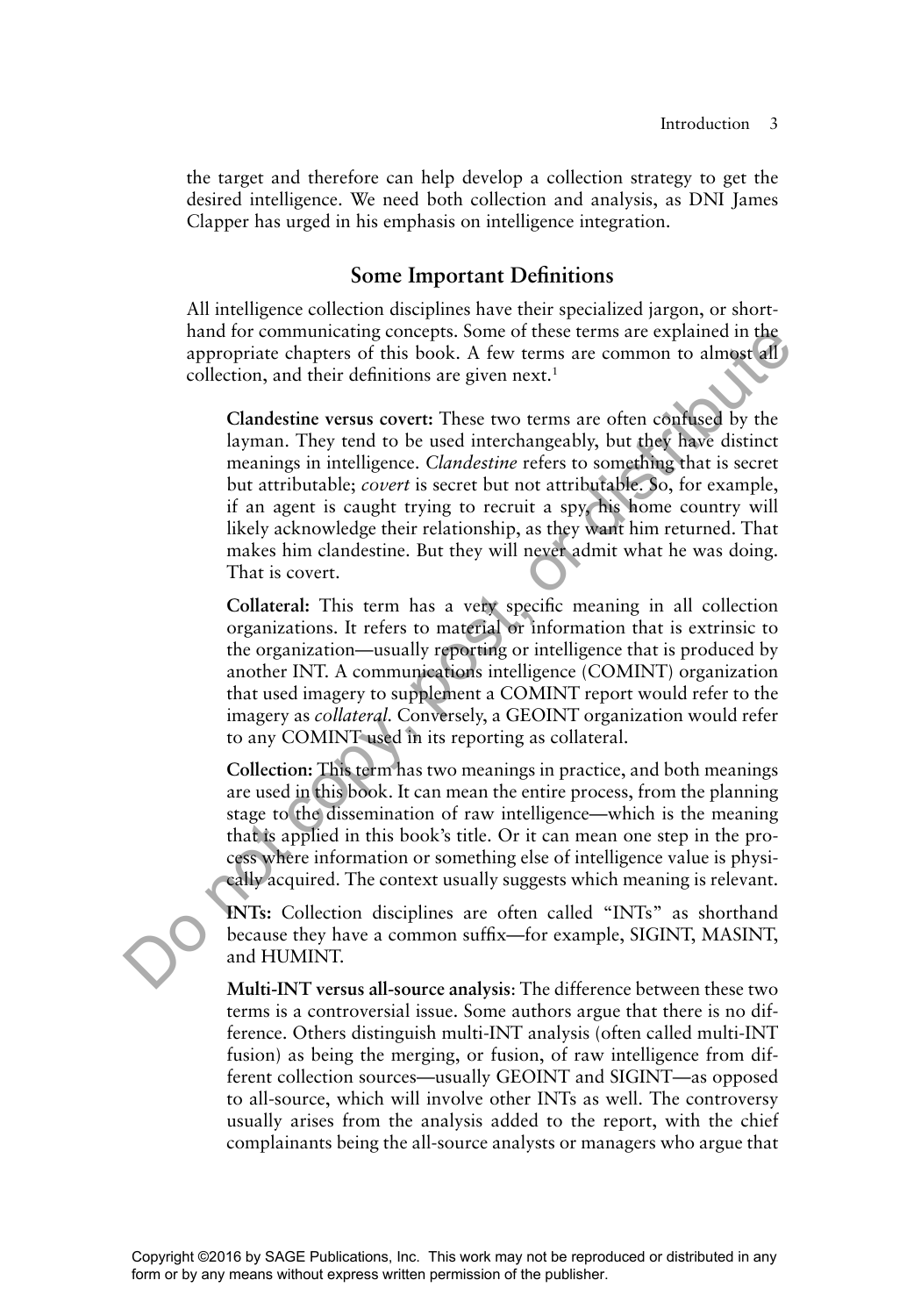the target and therefore can help develop a collection strategy to get the desired intelligence. We need both collection and analysis, as DNI James Clapper has urged in his emphasis on intelligence integration.

## Some Important Definitions

All intelligence collection disciplines have their specialized jargon, or shorthand for communicating concepts. Some of these terms are explained in the appropriate chapters of this book. A few terms are common to almost all collection, and their definitions are given next.[1]

**Clandestine versus covert:** These two terms are often confused by the layman. They tend to be used interchangeably, but they have distinct meanings in intelligence. *Clandestine* refers to something that is secret but attributable; *covert* is secret but not attributable. So, for example, if an agent is caught trying to recruit a spy, his home country will likely acknowledge their relationship, as they want him returned. That makes him clandestine. But they will never admit what he was doing. That is covert.

**Collateral:** This term has a very specific meaning in all collection organizations. It refers to material or information that is extrinsic to the organization—usually reporting or intelligence that is produced by another INT. A communications intelligence (COMINT) organization that used imagery to supplement a COMINT report would refer to the imagery as *collateral*. Conversely, a GEOINT organization would refer to any COMINT used in its reporting as collateral.

**Collection:** This term has two meanings in practice, and both meanings are used in this book. It can mean the entire process, from the planning stage to the dissemination of raw intelligence—which is the meaning that is applied in this book's title. Or it can mean one step in the process where information or something else of intelligence value is physically acquired. The context usually suggests which meaning is relevant.

**INTs:** Collection disciplines are often called "INTs" as shorthand because they have a common suffix—for example, SIGINT, MASINT, and HUMINT.

**Multi-INT versus all-source analysis**: The difference between these two terms is a controversial issue. Some authors argue that there is no difference. Others distinguish multi-INT analysis (often called multi-INT fusion) as being the merging, or fusion, of raw intelligence from different collection sources—usually GEOINT and SIGINT—as opposed to all-source, which will involve other INTs as well. The controversy usually arises from the analysis added to the report, with the chief complainants being the all-source analysts or managers who argue that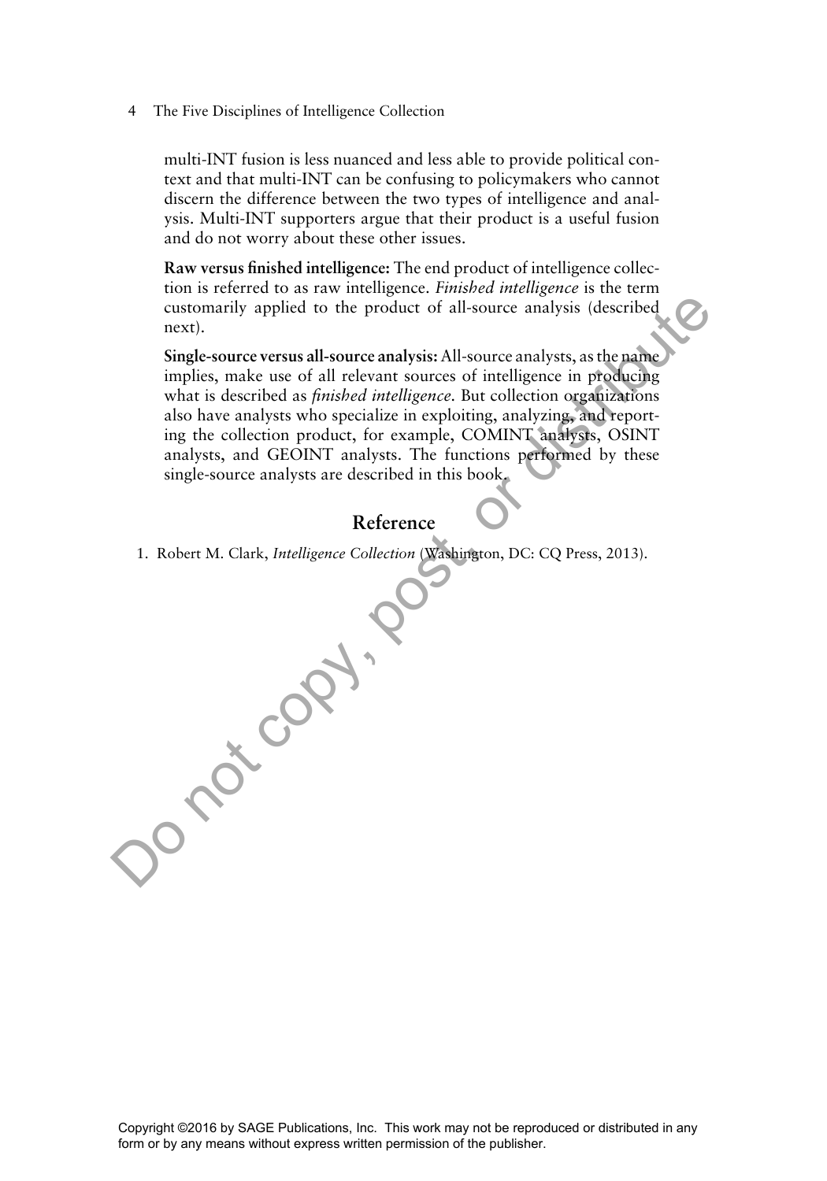multi-INT fusion is less nuanced and less able to provide political context and that multi-INT can be confusing to policymakers who cannot discern the difference between the two types of intelligence and analysis. Multi-INT supporters argue that their product is a useful fusion and do not worry about these other issues.

**Raw versus finished intelligence:** The end product of intelligence collection is referred to as raw intelligence. *Finished intelligence* is the term customarily applied to the product of all-source analysis (described next).

**Single-source versus all-source analysis:** All-source analysts, as the name implies, make use of all relevant sources of intelligence in producing what is described as *finished intelligence*. But collection organizations also have analysts who specialize in exploiting, analyzing, and reporting the collection product, for example, COMINT analysts, OSINT analysts, and GEOINT analysts. The functions performed by these single-source analysts are described in this book.

## Reference

1. Robert M. Clark, *Intelligence Collection* (Washington, DC: CQ Press, 2013).